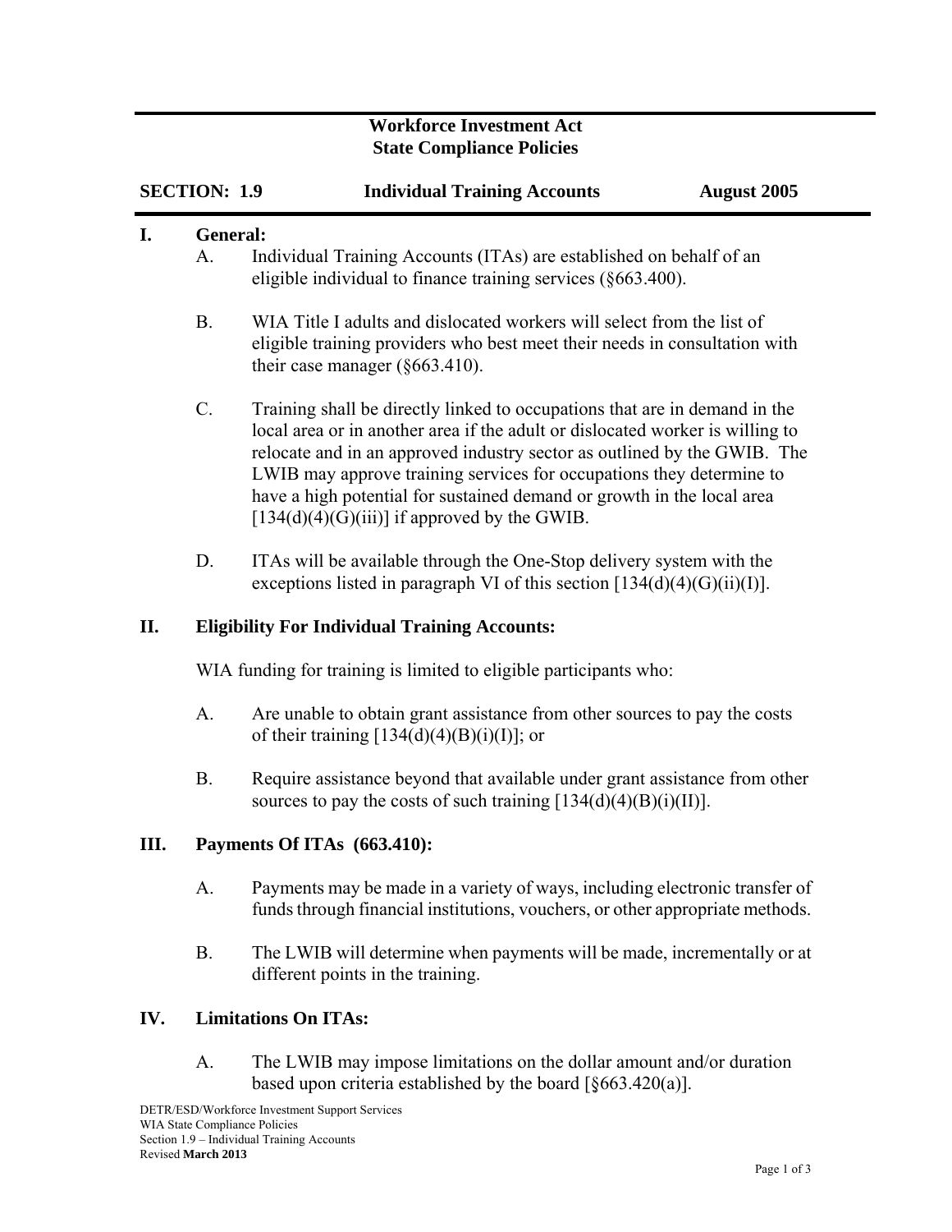**Workforce Investment Act**
**State Compliance Policies**

**SECTION: 1.9** **Individual Training Accounts** **August 2005**

## I. General:

A. Individual Training Accounts (ITAs) are established on behalf of an eligible individual to finance training services (§663.400).

B. WIA Title I adults and dislocated workers will select from the list of eligible training providers who best meet their needs in consultation with their case manager (§663.410).

C. Training shall be directly linked to occupations that are in demand in the local area or in another area if the adult or dislocated worker is willing to relocate and in an approved industry sector as outlined by the GWIB. The LWIB may approve training services for occupations they determine to have a high potential for sustained demand or growth in the local area [134(d)(4)(G)(iii)] if approved by the GWIB.

D. ITAs will be available through the One-Stop delivery system with the exceptions listed in paragraph VI of this section [134(d)(4)(G)(ii)(I)].

## II. Eligibility For Individual Training Accounts:

WIA funding for training is limited to eligible participants who:

A. Are unable to obtain grant assistance from other sources to pay the costs of their training [134(d)(4)(B)(i)(I)]; or

B. Require assistance beyond that available under grant assistance from other sources to pay the costs of such training [134(d)(4)(B)(i)(II)].

## III. Payments Of ITAs (663.410):

A. Payments may be made in a variety of ways, including electronic transfer of funds through financial institutions, vouchers, or other appropriate methods.

B. The LWIB will determine when payments will be made, incrementally or at different points in the training.

## IV. Limitations On ITAs:

A. The LWIB may impose limitations on the dollar amount and/or duration based upon criteria established by the board [§663.420(a)].

DETR/ESD/Workforce Investment Support Services
WIA State Compliance Policies
Section 1.9 – Individual Training Accounts
Revised **March 2013**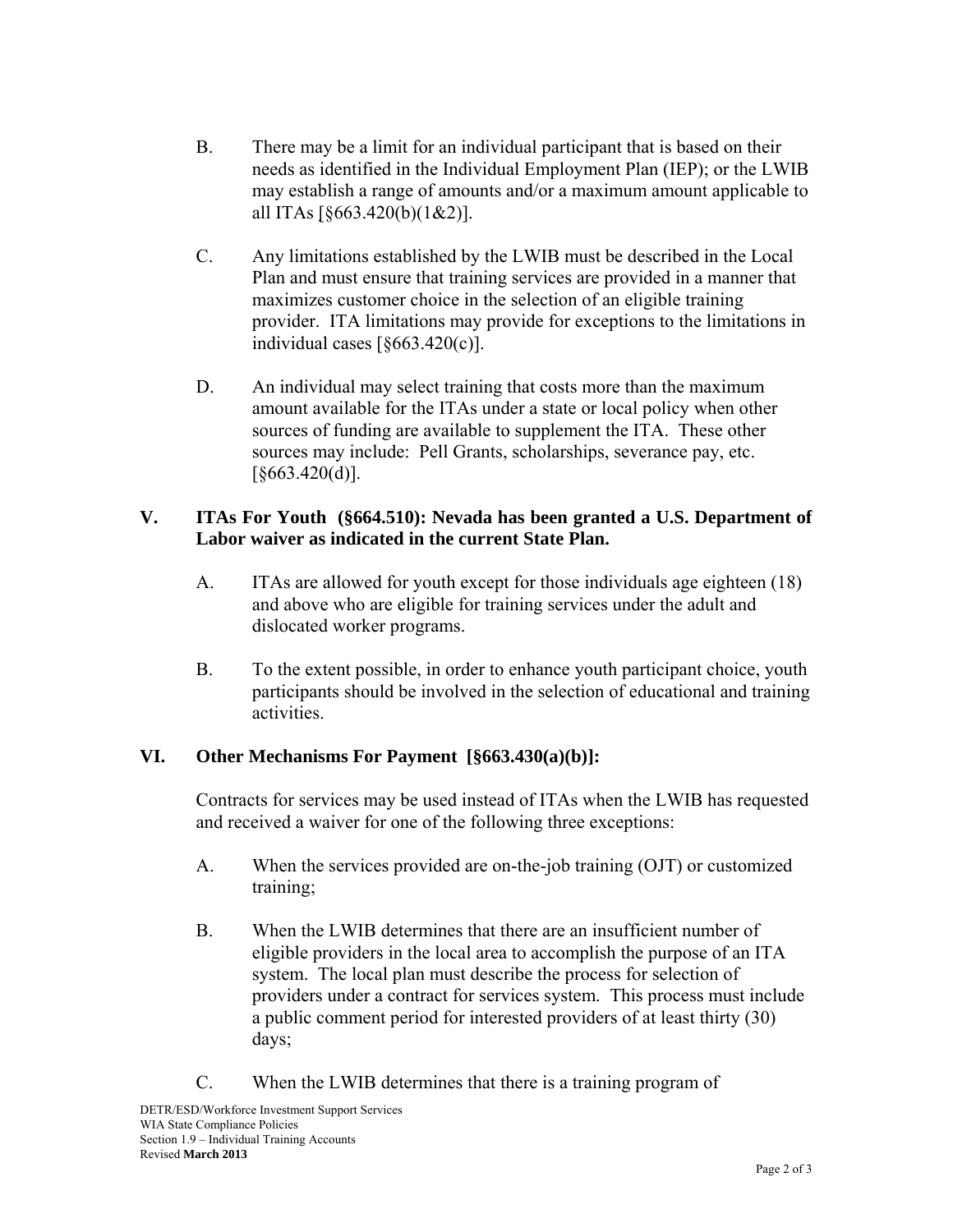B. There may be a limit for an individual participant that is based on their needs as identified in the Individual Employment Plan (IEP); or the LWIB may establish a range of amounts and/or a maximum amount applicable to all ITAs [§663.420(b)(1&2)].

C. Any limitations established by the LWIB must be described in the Local Plan and must ensure that training services are provided in a manner that maximizes customer choice in the selection of an eligible training provider. ITA limitations may provide for exceptions to the limitations in individual cases [§663.420(c)].

D. An individual may select training that costs more than the maximum amount available for the ITAs under a state or local policy when other sources of funding are available to supplement the ITA. These other sources may include: Pell Grants, scholarships, severance pay, etc. [§663.420(d)].

## V. ITAs For Youth (§664.510): Nevada has been granted a U.S. Department of Labor waiver as indicated in the current State Plan.

A. ITAs are allowed for youth except for those individuals age eighteen (18) and above who are eligible for training services under the adult and dislocated worker programs.

B. To the extent possible, in order to enhance youth participant choice, youth participants should be involved in the selection of educational and training activities.

## VI. Other Mechanisms For Payment [§663.430(a)(b)]:

Contracts for services may be used instead of ITAs when the LWIB has requested and received a waiver for one of the following three exceptions:

A. When the services provided are on-the-job training (OJT) or customized training;

B. When the LWIB determines that there are an insufficient number of eligible providers in the local area to accomplish the purpose of an ITA system. The local plan must describe the process for selection of providers under a contract for services system. This process must include a public comment period for interested providers of at least thirty (30) days;

C. When the LWIB determines that there is a training program of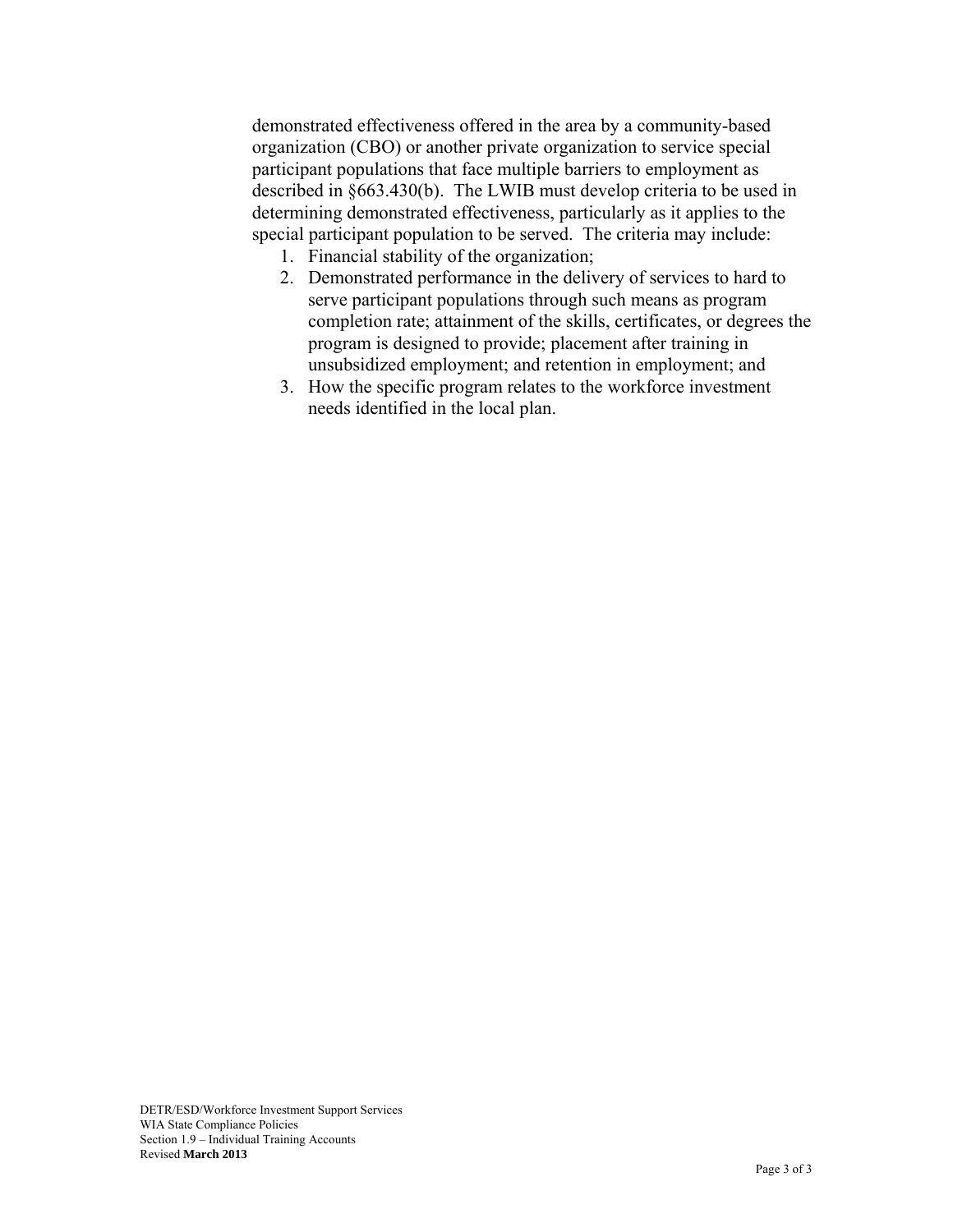demonstrated effectiveness offered in the area by a community-based organization (CBO) or another private organization to service special participant populations that face multiple barriers to employment as described in §663.430(b). The LWIB must develop criteria to be used in determining demonstrated effectiveness, particularly as it applies to the special participant population to be served. The criteria may include:

1. Financial stability of the organization;
2. Demonstrated performance in the delivery of services to hard to serve participant populations through such means as program completion rate; attainment of the skills, certificates, or degrees the program is designed to provide; placement after training in unsubsidized employment; and retention in employment; and
3. How the specific program relates to the workforce investment needs identified in the local plan.